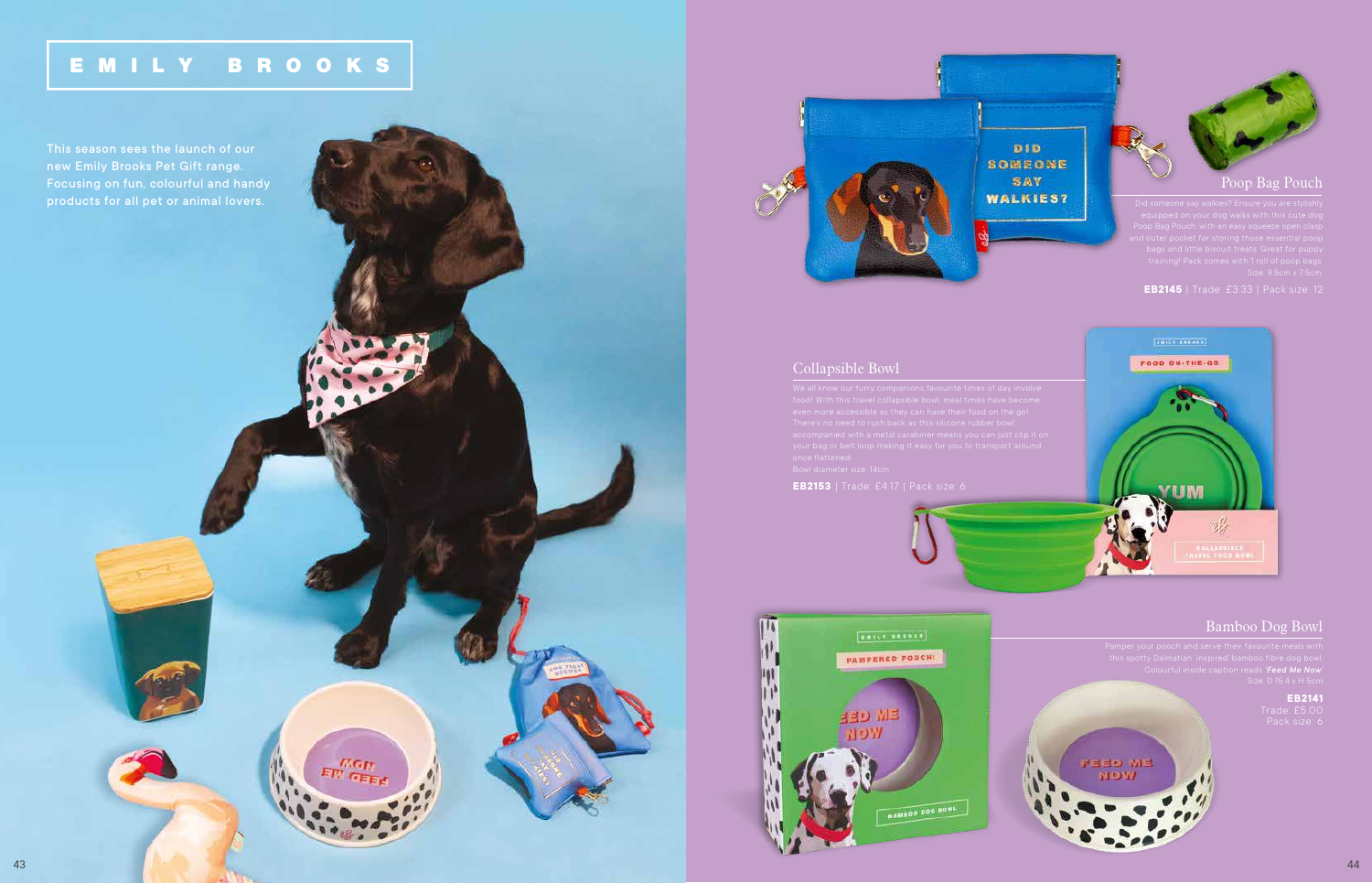# EMILY BROOKS

This season sees the launch of our new Emily Brooks Pet Gift range. Focusing on fun, colourful and handy products for all pet or animal lovers.

## Poop Bag Pouch

Did someone say walkies? Ensure you are stylishly equipped on your dog walks with this cute dog Poop Bag Pouch, with an easy squeeze open clasp and outer pocket for storing those essential poop bags and little biscuit treats. Great for puppy training! Pack comes with 1 roll of poop bags.
Size: 9.5cm x 7.5cm

**EB2145** | Trade: £3.33 | Pack size: 12

## Collapsible Bowl

We all know our furry companions favourite times of day involve food! With this travel collapsible bowl, meal times have become even more accessible as they can have their food on the go! There's no need to rush back as this silicone rubber bowl accompanied with a metal carabiner means you can just clip it on your bag or belt loop making it easy for you to transport around once flattened.
Bowl diameter size: 14cm

**EB2153** | Trade: £4.17 | Pack size: 6

## Bamboo Dog Bowl

Pamper your pooch and serve their favourite meals with this spotty Dalmatian 'inspired' bamboo fibre dog bowl. Colourful inside caption reads *'Feed Me Now'*
Size: D 15.4 x H 5cm

**EB2141**
Trade: £5.00
Pack size: 6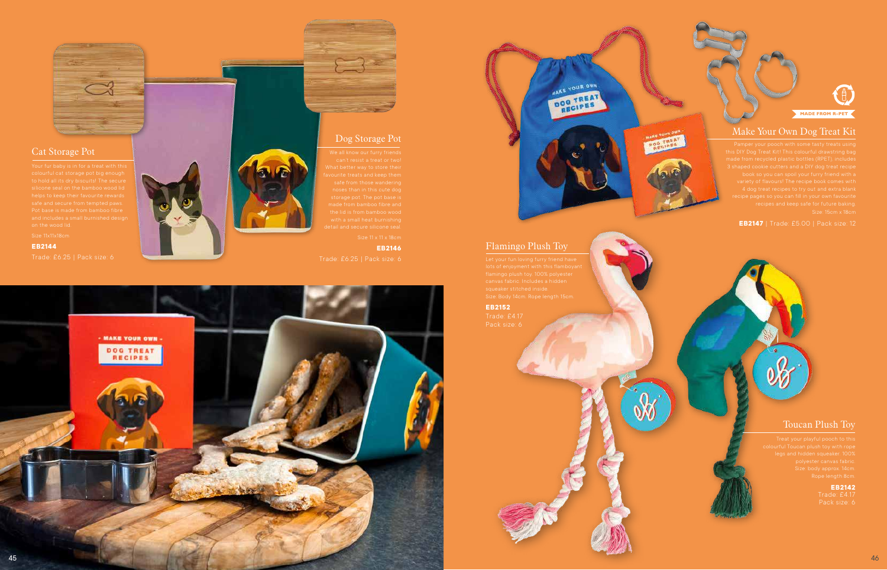## Cat Storage Pot

Your fur baby is in for a treat with this colourful cat storage pot big enough to hold all its dry biscuits! The secure silicone seal on the bamboo wood lid helps to keep their favourite rewards safe and secure from tempted paws. Pot base is made from bamboo fibre and includes a small burnished design on the wood lid.

Size 11x11x18cm

**EB2144**

Trade: £6.25 | Pack size: 6

## Dog Storage Pot

We all know our furry friends can't resist a treat or two! What better way to store their favourite treats and keep them safe from those wandering noses than in this cute dog storage pot. The pot base is made from bamboo fibre and the lid is from bamboo wood with a small heat burnishing detail and secure silicone seal.

Size 11 x 11 x 18cm

**EB2146**

Trade: £6.25 | Pack size: 6

## Make Your Own Dog Treat Kit

**MADE FROM R-PET**

Pamper your pooch with some tasty treats using this DIY Dog Treat Kit! This colourful drawstring bag made from recycled plastic bottles (RPET), includes 3 shaped cookie cutters and a DIY dog treat recipe book so you can spoil your furry friend with a variety of flavours! The recipe book comes with 4 dog treat recipes to try out and extra blank recipe pages so you can fill in your own favourite recipes and keep safe for future baking.

Size: 15cm x 18cm

**EB2147** | Trade: £5.00 | Pack size: 12

## Flamingo Plush Toy

Let your fun loving furry friend have lots of enjoyment with this flamboyant flamingo plush toy. 100% polyester canvas fabric. Includes a hidden squeaker stitched inside.

Size: Body 14cm. Rope length 15cm.

**EB2152**

Trade: £4.17

Pack size: 6

## Toucan Plush Toy

Treat your playful pooch to this colourful Toucan plush toy with rope legs and hidden squeaker. 100% polyester canvas fabric.

Size: body approx. 14cm. Rope length 8cm.

**EB2142**

Trade: £4.17

Pack size: 6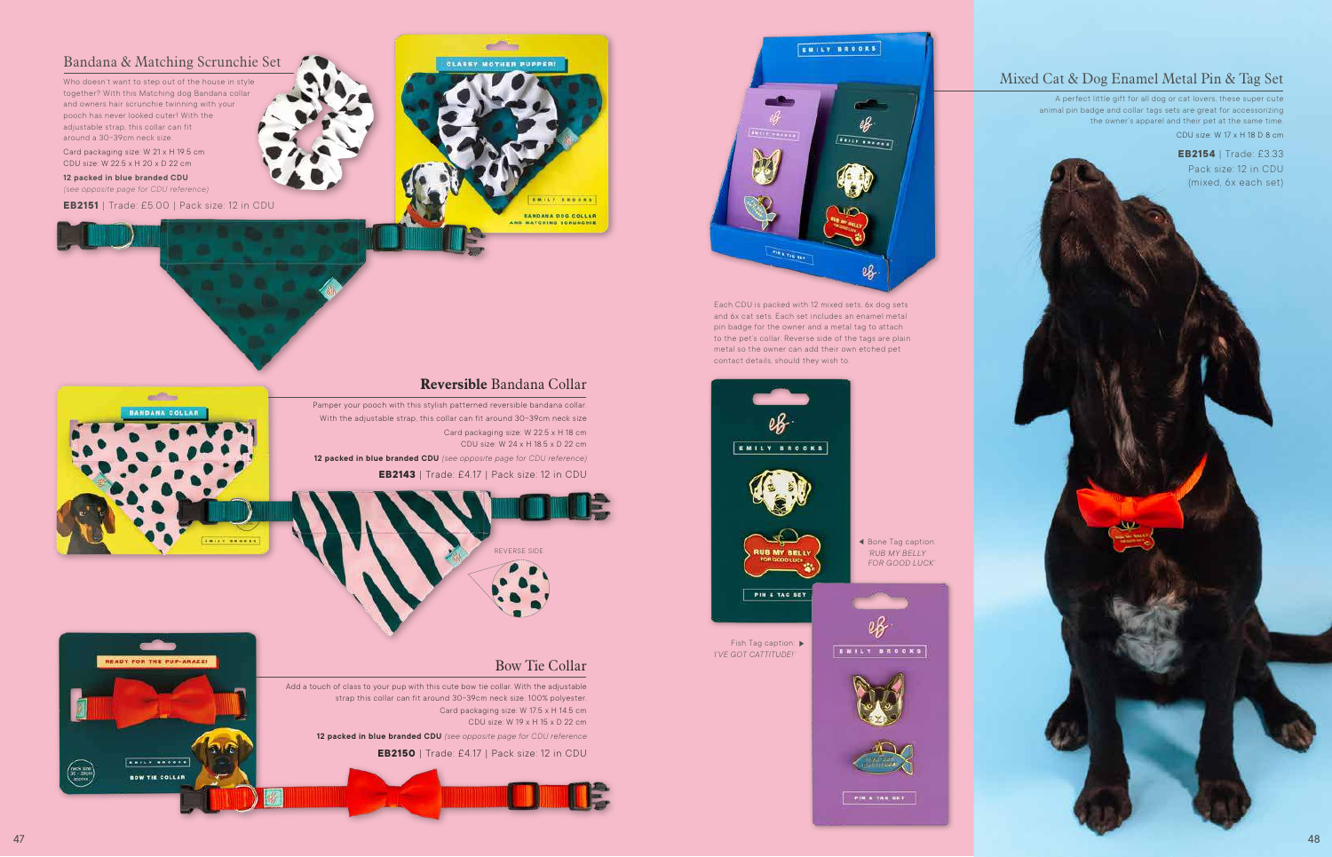## Bandana & Matching Scrunchie Set

Who doesn't want to step out of the house in style together? With this Matching dog Bandana collar and owners hair scrunchie twinning with your pooch has never looked cuter! With the adjustable strap, this collar can fit around a 30-39cm neck size.

Card packaging size: W 21 x H 19.5 cm
CDU size: W 22.5 x H 20 x D 22 cm

**12 packed in blue branded CDU**
*(see opposite page for CDU reference)*

**EB2151** | Trade: £5.00 | Pack size: 12 in CDU

## **Reversible** Bandana Collar

Pamper your pooch with this stylish patterned reversible bandana collar. With the adjustable strap, this collar can fit around 30-39cm neck size

Card packaging size: W 22.5 x H 18 cm
CDU size: W 24 x H 18.5 x D 22 cm

**12 packed in blue branded CDU** *(see opposite page for CDU reference)*

**EB2143** | Trade: £4.17 | Pack size: 12 in CDU

REVERSE SIDE

## Bow Tie Collar

Add a touch of class to your pup with this cute bow tie collar. With the adjustable strap this collar can fit around 30-39cm neck size. 100% polyester.

Card packaging size: W 17.5 x H 14.5 cm
CDU size: W 19 x H 15 x D 22 cm

**12 packed in blue branded CDU** *(see opposite page for CDU reference*

**EB2150** | Trade: £4.17 | Pack size: 12 in CDU

## Mixed Cat & Dog Enamel Metal Pin & Tag Set

A perfect little gift for all dog or cat lovers, these super cute animal pin badge and collar tags sets are great for accessorizing the owner's apparel and their pet at the same time.

CDU size: W 17 x H 18 D 8 cm

**EB2154** | Trade: £3.33
Pack size: 12 in CDU
(mixed, 6x each set)

Each CDU is packed with 12 mixed sets, 6x dog sets and 6x cat sets. Each set includes an enamel metal pin badge for the owner and a metal tag to attach to the pet's collar. Reverse side of the tags are plain metal so the owner can add their own etched pet contact details, should they wish to.

◀ Bone Tag caption: *'RUB MY BELLY FOR GOOD LUCK'*

Fish Tag caption: ▶ *'I'VE GOT CATTITUDE!'*